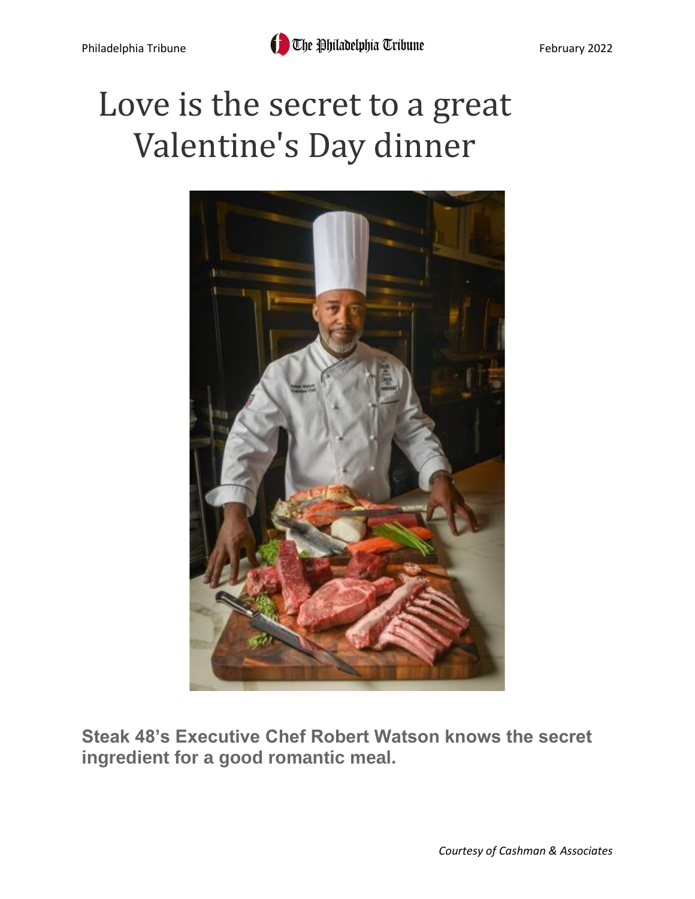# Love is the secret to a great Valentine's Day dinner

**Steak 48's Executive Chef Robert Watson knows the secret ingredient for a good romantic meal.**

*Courtesy of Cashman & Associates*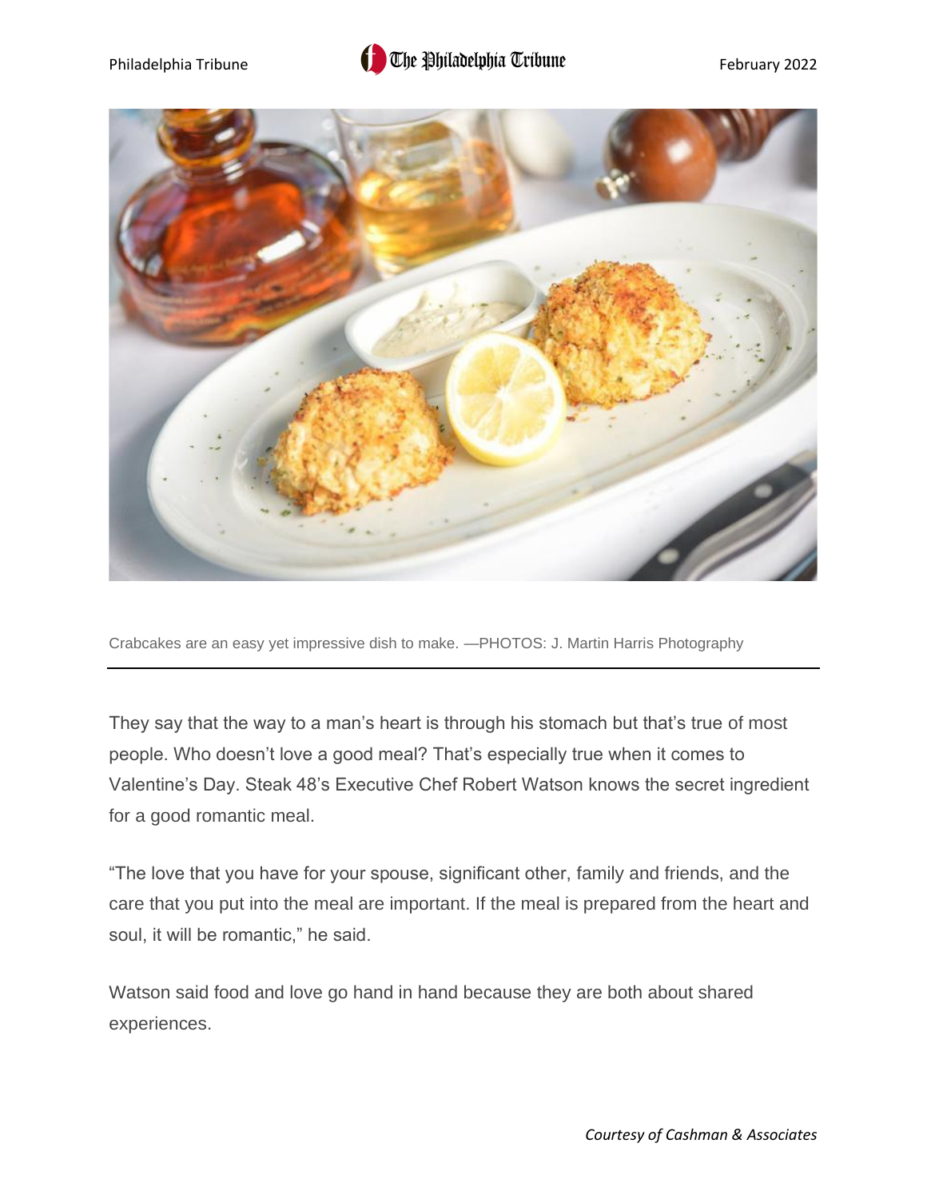Crabcakes are an easy yet impressive dish to make. —PHOTOS: J. Martin Harris Photography

They say that the way to a man's heart is through his stomach but that's true of most people. Who doesn't love a good meal? That's especially true when it comes to Valentine's Day. Steak 48's Executive Chef Robert Watson knows the secret ingredient for a good romantic meal.

"The love that you have for your spouse, significant other, family and friends, and the care that you put into the meal are important. If the meal is prepared from the heart and soul, it will be romantic," he said.

Watson said food and love go hand in hand because they are both about shared experiences.

*Courtesy of Cashman & Associates*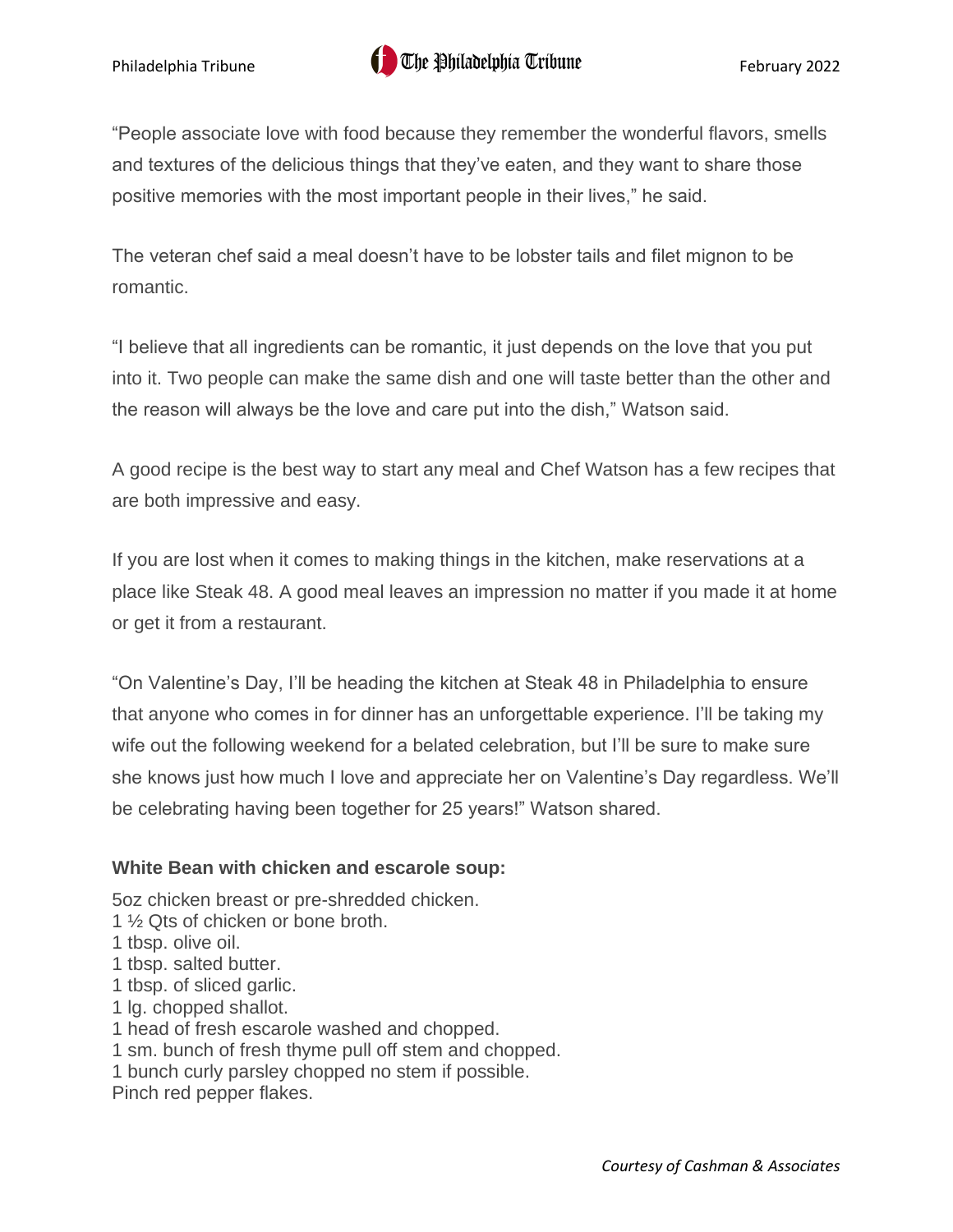"People associate love with food because they remember the wonderful flavors, smells and textures of the delicious things that they've eaten, and they want to share those positive memories with the most important people in their lives," he said.

The veteran chef said a meal doesn't have to be lobster tails and filet mignon to be romantic.

"I believe that all ingredients can be romantic, it just depends on the love that you put into it. Two people can make the same dish and one will taste better than the other and the reason will always be the love and care put into the dish," Watson said.

A good recipe is the best way to start any meal and Chef Watson has a few recipes that are both impressive and easy.

If you are lost when it comes to making things in the kitchen, make reservations at a place like Steak 48. A good meal leaves an impression no matter if you made it at home or get it from a restaurant.

"On Valentine's Day, I'll be heading the kitchen at Steak 48 in Philadelphia to ensure that anyone who comes in for dinner has an unforgettable experience. I'll be taking my wife out the following weekend for a belated celebration, but I'll be sure to make sure she knows just how much I love and appreciate her on Valentine's Day regardless. We'll be celebrating having been together for 25 years!" Watson shared.

**White Bean with chicken and escarole soup:**

5oz chicken breast or pre-shredded chicken.
1 ½ Qts of chicken or bone broth.
1 tbsp. olive oil.
1 tbsp. salted butter.
1 tbsp. of sliced garlic.
1 lg. chopped shallot.
1 head of fresh escarole washed and chopped.
1 sm. bunch of fresh thyme pull off stem and chopped.
1 bunch curly parsley chopped no stem if possible.
Pinch red pepper flakes.

*Courtesy of Cashman & Associates*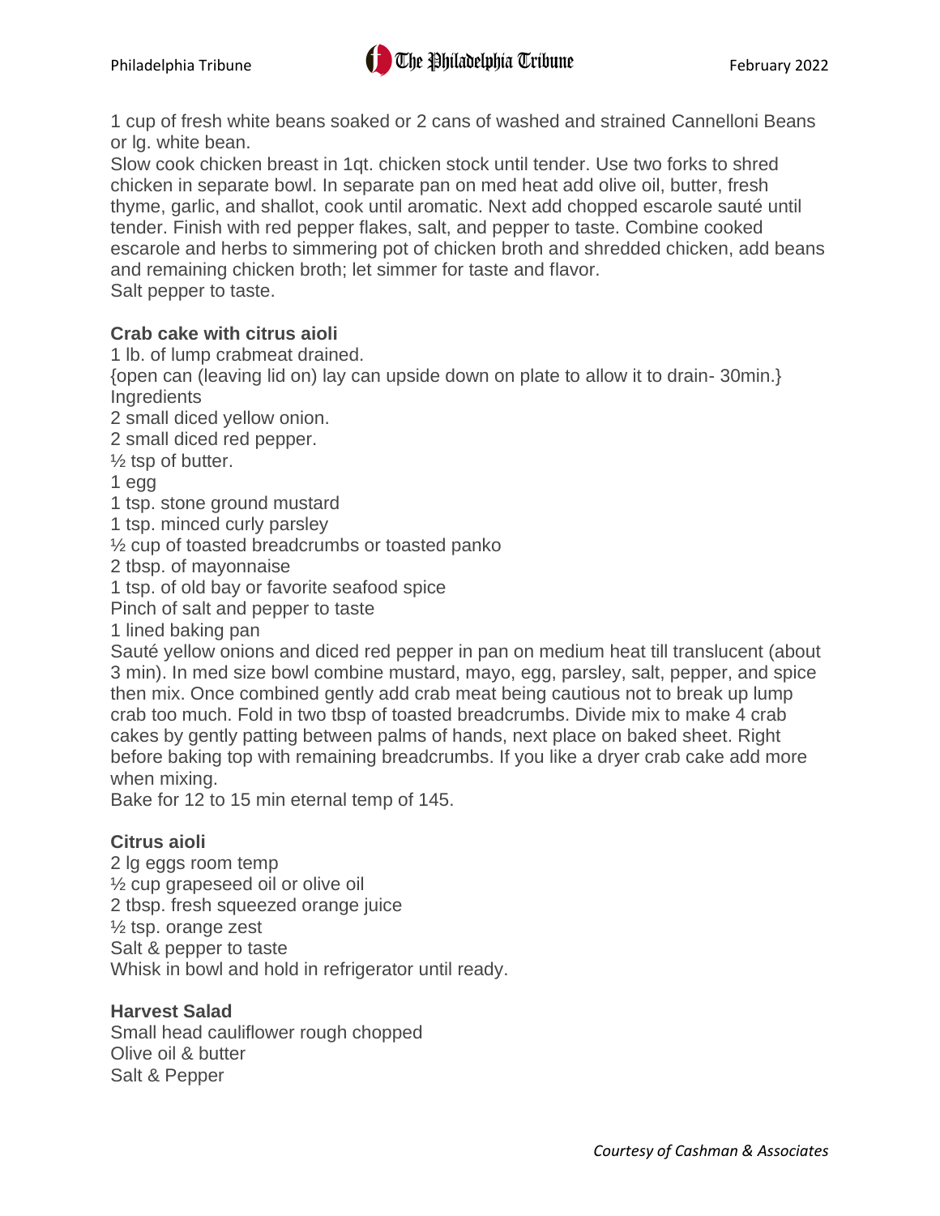1 cup of fresh white beans soaked or 2 cans of washed and strained Cannelloni Beans or lg. white bean.

Slow cook chicken breast in 1qt. chicken stock until tender. Use two forks to shred chicken in separate bowl. In separate pan on med heat add olive oil, butter, fresh thyme, garlic, and shallot, cook until aromatic. Next add chopped escarole sauté until tender. Finish with red pepper flakes, salt, and pepper to taste. Combine cooked escarole and herbs to simmering pot of chicken broth and shredded chicken, add beans and remaining chicken broth; let simmer for taste and flavor.

Salt pepper to taste.

**Crab cake with citrus aioli**

1 lb. of lump crabmeat drained.

{open can (leaving lid on) lay can upside down on plate to allow it to drain- 30min.}

Ingredients

2 small diced yellow onion.

2 small diced red pepper.

½ tsp of butter.

1 egg

1 tsp. stone ground mustard

1 tsp. minced curly parsley

½ cup of toasted breadcrumbs or toasted panko

2 tbsp. of mayonnaise

1 tsp. of old bay or favorite seafood spice

Pinch of salt and pepper to taste

1 lined baking pan

Sauté yellow onions and diced red pepper in pan on medium heat till translucent (about 3 min). In med size bowl combine mustard, mayo, egg, parsley, salt, pepper, and spice then mix. Once combined gently add crab meat being cautious not to break up lump crab too much. Fold in two tbsp of toasted breadcrumbs. Divide mix to make 4 crab cakes by gently patting between palms of hands, next place on baked sheet. Right before baking top with remaining breadcrumbs. If you like a dryer crab cake add more when mixing.

Bake for 12 to 15 min eternal temp of 145.

**Citrus aioli**

2 lg eggs room temp

½ cup grapeseed oil or olive oil

2 tbsp. fresh squeezed orange juice

½ tsp. orange zest

Salt & pepper to taste

Whisk in bowl and hold in refrigerator until ready.

**Harvest Salad**

Small head cauliflower rough chopped

Olive oil & butter

Salt & Pepper

*Courtesy of Cashman & Associates*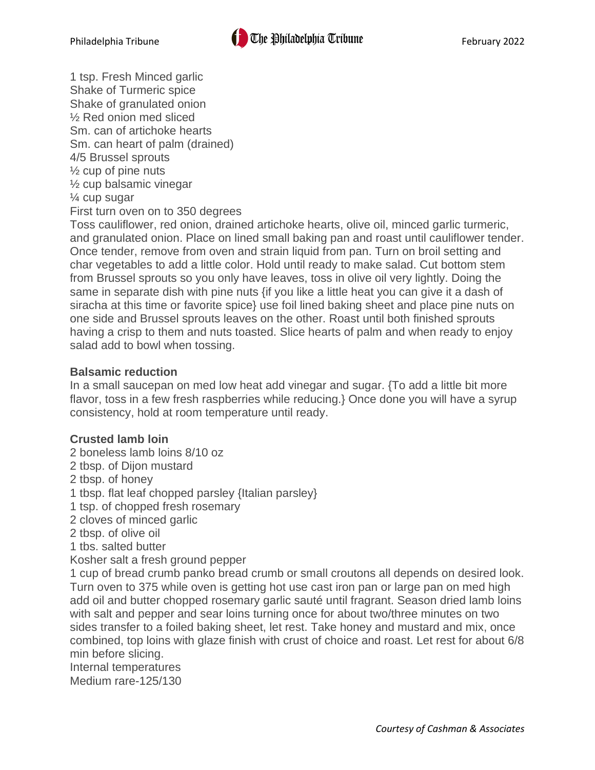1 tsp. Fresh Minced garlic
Shake of Turmeric spice
Shake of granulated onion
½ Red onion med sliced
Sm. can of artichoke hearts
Sm. can heart of palm (drained)
4/5 Brussel sprouts
½ cup of pine nuts
½ cup balsamic vinegar
¼ cup sugar
First turn oven on to 350 degrees
Toss cauliflower, red onion, drained artichoke hearts, olive oil, minced garlic turmeric, and granulated onion. Place on lined small baking pan and roast until cauliflower tender. Once tender, remove from oven and strain liquid from pan. Turn on broil setting and char vegetables to add a little color. Hold until ready to make salad. Cut bottom stem from Brussel sprouts so you only have leaves, toss in olive oil very lightly. Doing the same in separate dish with pine nuts {if you like a little heat you can give it a dash of siracha at this time or favorite spice} use foil lined baking sheet and place pine nuts on one side and Brussel sprouts leaves on the other. Roast until both finished sprouts having a crisp to them and nuts toasted. Slice hearts of palm and when ready to enjoy salad add to bowl when tossing.

**Balsamic reduction**
In a small saucepan on med low heat add vinegar and sugar. {To add a little bit more flavor, toss in a few fresh raspberries while reducing.} Once done you will have a syrup consistency, hold at room temperature until ready.

**Crusted lamb loin**
2 boneless lamb loins 8/10 oz
2 tbsp. of Dijon mustard
2 tbsp. of honey
1 tbsp. flat leaf chopped parsley {Italian parsley}
1 tsp. of chopped fresh rosemary
2 cloves of minced garlic
2 tbsp. of olive oil
1 tbs. salted butter
Kosher salt a fresh ground pepper
1 cup of bread crumb panko bread crumb or small croutons all depends on desired look.
Turn oven to 375 while oven is getting hot use cast iron pan or large pan on med high add oil and butter chopped rosemary garlic sauté until fragrant. Season dried lamb loins with salt and pepper and sear loins turning once for about two/three minutes on two sides transfer to a foiled baking sheet, let rest. Take honey and mustard and mix, once combined, top loins with glaze finish with crust of choice and roast. Let rest for about 6/8 min before slicing.
Internal temperatures
Medium rare-125/130

*Courtesy of Cashman & Associates*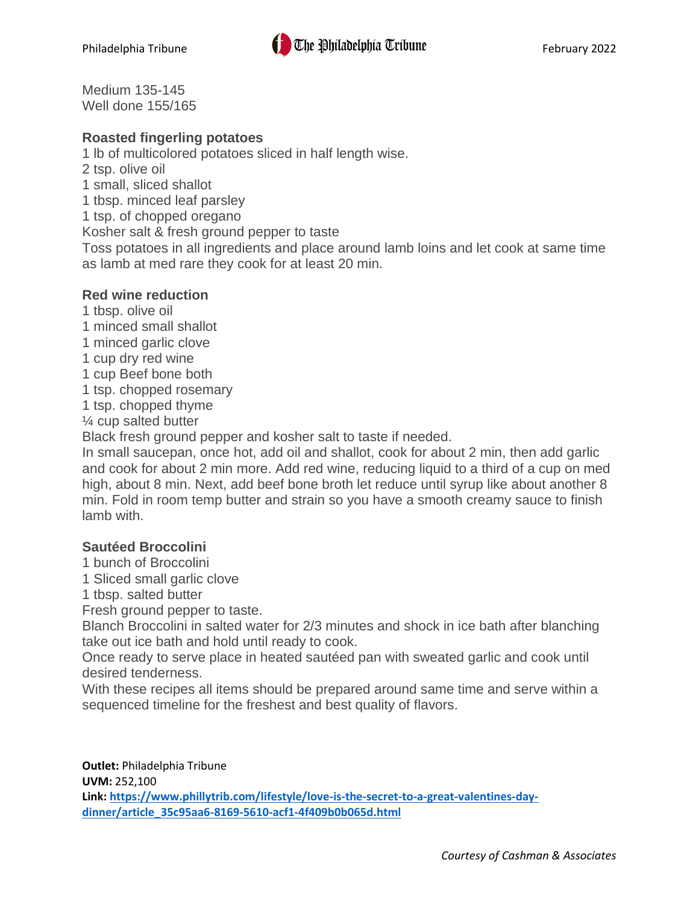Medium 135-145
Well done 155/165

**Roasted fingerling potatoes**

1 lb of multicolored potatoes sliced in half length wise.
2 tsp. olive oil
1 small, sliced shallot
1 tbsp. minced leaf parsley
1 tsp. of chopped oregano
Kosher salt & fresh ground pepper to taste
Toss potatoes in all ingredients and place around lamb loins and let cook at same time as lamb at med rare they cook for at least 20 min.

**Red wine reduction**

1 tbsp. olive oil
1 minced small shallot
1 minced garlic clove
1 cup dry red wine
1 cup Beef bone both
1 tsp. chopped rosemary
1 tsp. chopped thyme
¼ cup salted butter
Black fresh ground pepper and kosher salt to taste if needed.
In small saucepan, once hot, add oil and shallot, cook for about 2 min, then add garlic and cook for about 2 min more. Add red wine, reducing liquid to a third of a cup on med high, about 8 min. Next, add beef bone broth let reduce until syrup like about another 8 min. Fold in room temp butter and strain so you have a smooth creamy sauce to finish lamb with.

**Sautéed Broccolini**

1 bunch of Broccolini
1 Sliced small garlic clove
1 tbsp. salted butter
Fresh ground pepper to taste.
Blanch Broccolini in salted water for 2/3 minutes and shock in ice bath after blanching take out ice bath and hold until ready to cook.
Once ready to serve place in heated sautéed pan with sweated garlic and cook until desired tenderness.
With these recipes all items should be prepared around same time and serve within a sequenced timeline for the freshest and best quality of flavors.

**Outlet:** Philadelphia Tribune
**UVM:** 252,100
**Link:** [https://www.phillytrib.com/lifestyle/love-is-the-secret-to-a-great-valentines-day-dinner/article_35c95aa6-8169-5610-acf1-4f409b0b065d.html](https://www.phillytrib.com/lifestyle/love-is-the-secret-to-a-great-valentines-day-dinner/article_35c95aa6-8169-5610-acf1-4f409b0b065d.html)

*Courtesy of Cashman & Associates*